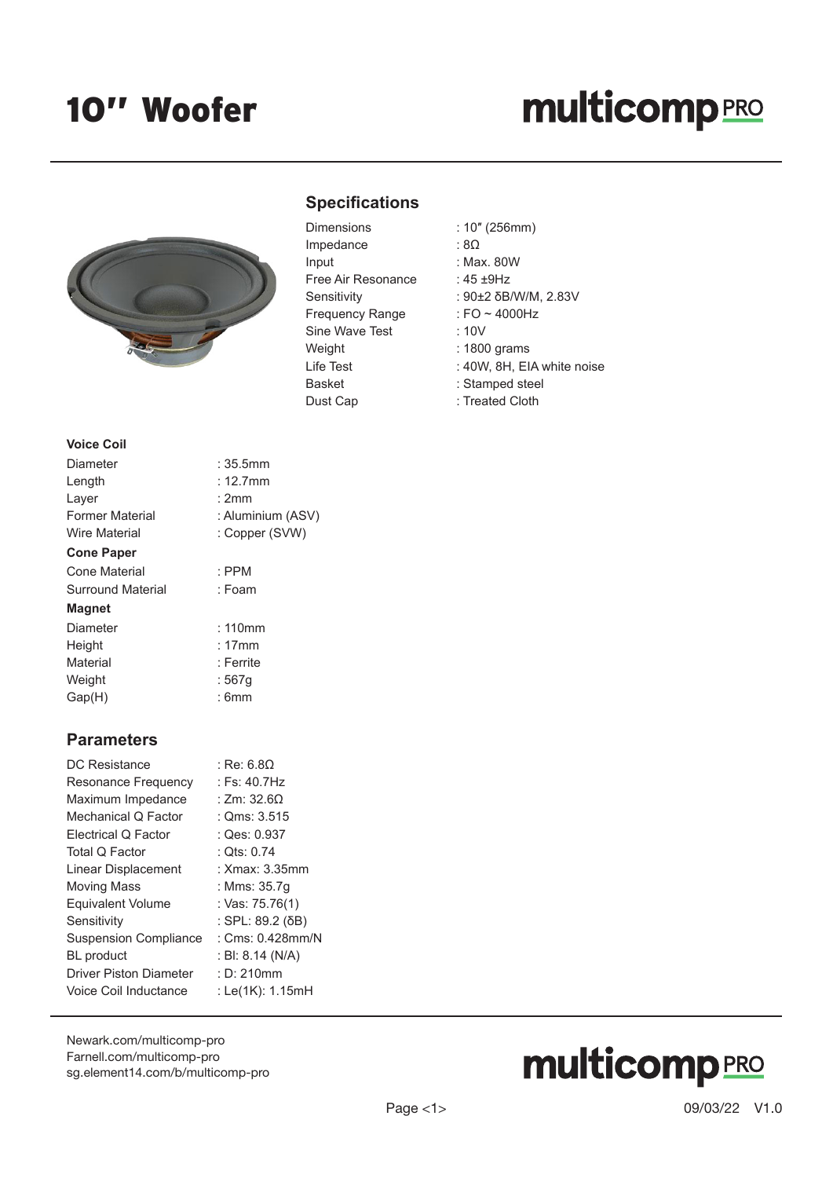# 10" Woofer

multicomp PRO

## Specifications

| | |
|---|---|
| Dimensions | : 10″ (256mm) |
| Impedance | : 8Ω |
| Input | : Max. 80W |
| Free Air Resonance | : 45 ±9Hz |
| Sensitivity | : 90±2 δB/W/M, 2.83V |
| Frequency Range | : FO ~ 4000Hz |
| Sine Wave Test | : 10V |
| Weight | : 1800 grams |
| Life Test | : 40W, 8H, EIA white noise |
| Basket | : Stamped steel |
| Dust Cap | : Treated Cloth |

**Voice Coil**

| | |
|---|---|
| Diameter | : 35.5mm |
| Length | : 12.7mm |
| Layer | : 2mm |
| Former Material | : Aluminium (ASV) |
| Wire Material | : Copper (SVW) |

**Cone Paper**

| | |
|---|---|
| Cone Material | : PPM |
| Surround Material | : Foam |

**Magnet**

| | |
|---|---|
| Diameter | : 110mm |
| Height | : 17mm |
| Material | : Ferrite |
| Weight | : 567g |
| Gap(H) | : 6mm |

## Parameters

| | |
|---|---|
| DC Resistance | : Re: 6.8Ω |
| Resonance Frequency | : Fs: 40.7Hz |
| Maximum Impedance | : Zm: 32.6Ω |
| Mechanical Q Factor | : Qms: 3.515 |
| Electrical Q Factor | : Qes: 0.937 |
| Total Q Factor | : Qts: 0.74 |
| Linear Displacement | : Xmax: 3.35mm |
| Moving Mass | : Mms: 35.7g |
| Equivalent Volume | : Vas: 75.76(1) |
| Sensitivity | : SPL: 89.2 (δB) |
| Suspension Compliance | : Cms: 0.428mm/N |
| BL product | : Bl: 8.14 (N/A) |
| Driver Piston Diameter | : D: 210mm |
| Voice Coil Inductance | : Le(1K): 1.15mH |

Newark.com/multicomp-pro
Farnell.com/multicomp-pro
sg.element14.com/b/multicomp-pro

09/03/22 V1.0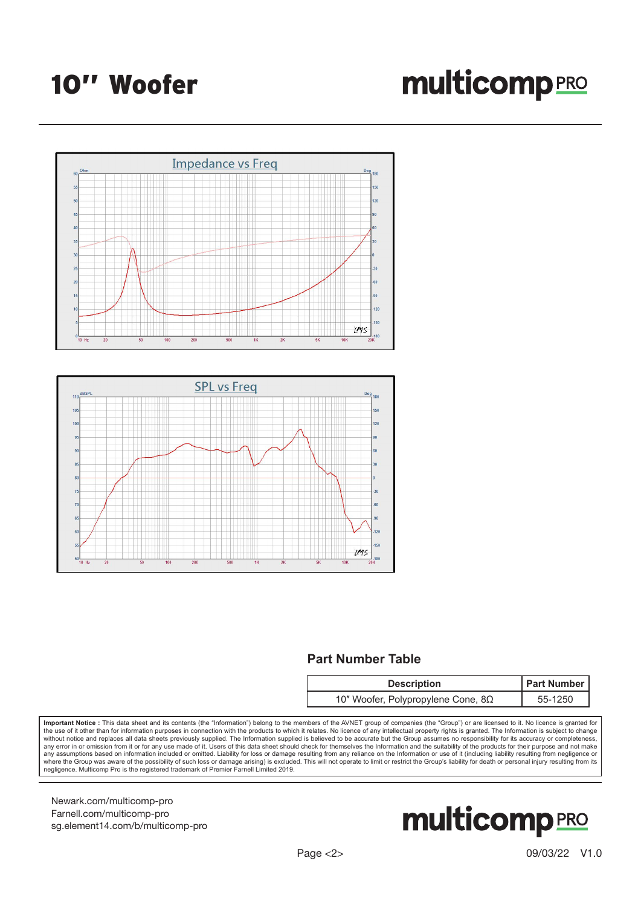# 10" Woofer

Impedance vs Freq

Ohm

Deg

60 55 50 45 40 35 30 25 20 15 10 5 0

180 150 120 90 60 30 0 -30 -60 -90 -120 -150 -180

10 Hz 20 50 100 200 500 1K 2K 5K 10K 20K

LMS

SPL vs Freq

dBSPL

Deg

110 105 100 95 90 85 80 75 70 65 60 55 50

180 150 120 90 60 30 0 -30 -60 -90 -120 -150 -180

10 Hz 20 50 100 200 500 1K 2K 5K 10K 20K

LMS

## Part Number Table

| Description | Part Number |
|---|---|
| 10" Woofer, Polypropylene Cone, 8Ω | 55-1250 |

**Important Notice :** This data sheet and its contents (the "Information") belong to the members of the AVNET group of companies (the "Group") or are licensed to it. No licence is granted for the use of it other than for information purposes in connection with the products to which it relates. No licence of any intellectual property rights is granted. The Information is subject to change without notice and replaces all data sheets previously supplied. The Information supplied is believed to be accurate but the Group assumes no responsibility for its accuracy or completeness, any error in or omission from it or for any use made of it. Users of this data sheet should check for themselves the Information and the suitability of the products for their purpose and not make any assumptions based on information included or omitted. Liability for loss or damage resulting from any reliance on the Information or use of it (including liability resulting from negligence or where the Group was aware of the possibility of such loss or damage arising) is excluded. This will not operate to limit or restrict the Group's liability for death or personal injury resulting from its negligence. Multicomp Pro is the registered trademark of Premier Farnell Limited 2019.

Newark.com/multicomp-pro
Farnell.com/multicomp-pro
sg.element14.com/b/multicomp-pro

09/03/22 V1.0